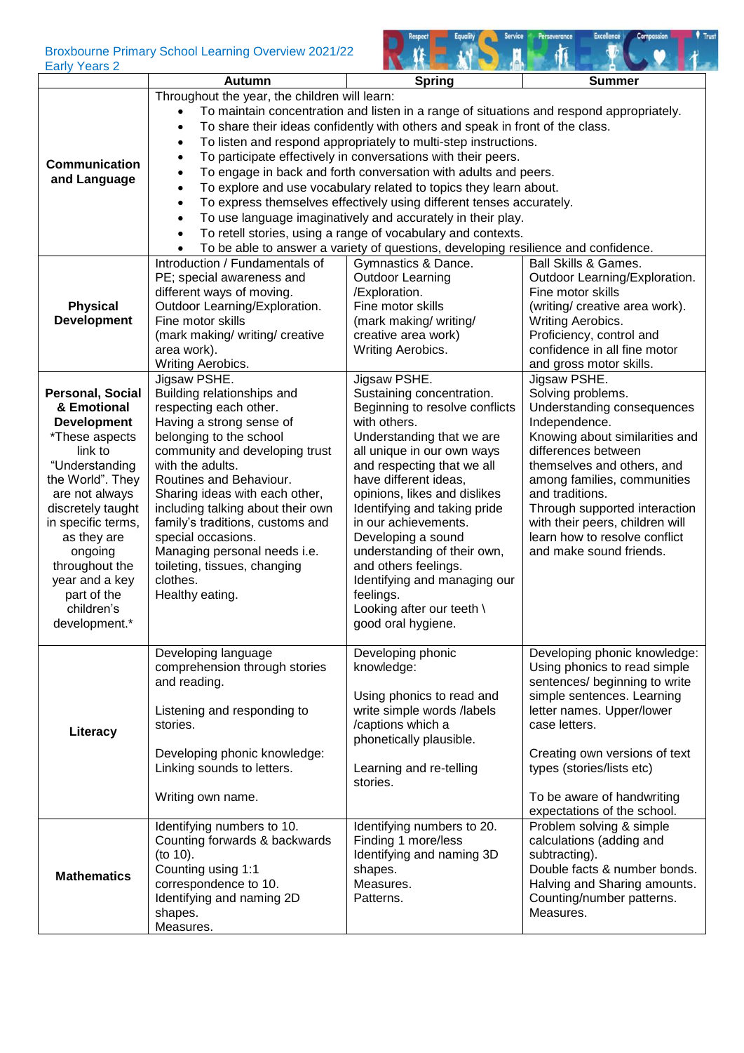Broxbourne Primary School Learning Overview 2021/22
Early Years 2

| | Autumn | Spring | Summer |
|---|---|---|---|
| **Communication and Language** | Throughout the year, the children will learn:<br>• To maintain concentration and listen in a range of situations and respond appropriately.<br>• To share their ideas confidently with others and speak in front of the class.<br>• To listen and respond appropriately to multi-step instructions.<br>• To participate effectively in conversations with their peers.<br>• To engage in back and forth conversation with adults and peers.<br>• To explore and use vocabulary related to topics they learn about.<br>• To express themselves effectively using different tenses accurately.<br>• To use language imaginatively and accurately in their play.<br>• To retell stories, using a range of vocabulary and contexts.<br>• To be able to answer a variety of questions, developing resilience and confidence. | | |
| **Physical Development** | Introduction / Fundamentals of PE; special awareness and different ways of moving.<br>Outdoor Learning/Exploration.<br>Fine motor skills<br>(mark making/ writing/ creative area work).<br>Writing Aerobics. | Gymnastics & Dance.<br>Outdoor Learning /Exploration.<br>Fine motor skills<br>(mark making/ writing/ creative area work)<br>Writing Aerobics. | Ball Skills & Games.<br>Outdoor Learning/Exploration.<br>Fine motor skills<br>(writing/ creative area work).<br>Writing Aerobics.<br>Proficiency, control and confidence in all fine motor and gross motor skills. |
| **Personal, Social & Emotional Development**<br>*These aspects link to "Understanding the World". They are not always discretely taught in specific terms, as they are ongoing throughout the year and a key part of the children's development.* | Jigsaw PSHE.<br>Building relationships and respecting each other.<br>Having a strong sense of belonging to the school community and developing trust with the adults.<br>Routines and Behaviour.<br>Sharing ideas with each other, including talking about their own family's traditions, customs and special occasions.<br>Managing personal needs i.e. toileting, tissues, changing clothes.<br>Healthy eating. | Jigsaw PSHE.<br>Sustaining concentration.<br>Beginning to resolve conflicts with others.<br>Understanding that we are all unique in our own ways and respecting that we all have different ideas, opinions, likes and dislikes<br>Identifying and taking pride in our achievements.<br>Developing a sound understanding of their own, and others feelings.<br>Identifying and managing our feelings.<br>Looking after our teeth \ good oral hygiene. | Jigsaw PSHE.<br>Solving problems.<br>Understanding consequences<br>Independence.<br>Knowing about similarities and differences between themselves and others, and among families, communities and traditions.<br>Through supported interaction with their peers, children will learn how to resolve conflict and make sound friends. |
| **Literacy** | Developing language comprehension through stories and reading.<br><br>Listening and responding to stories.<br><br>Developing phonic knowledge: Linking sounds to letters.<br><br>Writing own name. | Developing phonic knowledge:<br><br>Using phonics to read and write simple words /labels /captions which a phonetically plausible.<br><br>Learning and re-telling stories. | Developing phonic knowledge: Using phonics to read simple sentences/ beginning to write simple sentences. Learning letter names. Upper/lower case letters.<br><br>Creating own versions of text types (stories/lists etc)<br><br>To be aware of handwriting expectations of the school. |
| **Mathematics** | Identifying numbers to 10.<br>Counting forwards & backwards (to 10).<br>Counting using 1:1 correspondence to 10.<br>Identifying and naming 2D shapes.<br>Measures. | Identifying numbers to 20.<br>Finding 1 more/less<br>Identifying and naming 3D shapes.<br>Measures.<br>Patterns. | Problem solving & simple calculations (adding and subtracting).<br>Double facts & number bonds.<br>Halving and Sharing amounts.<br>Counting/number patterns.<br>Measures. |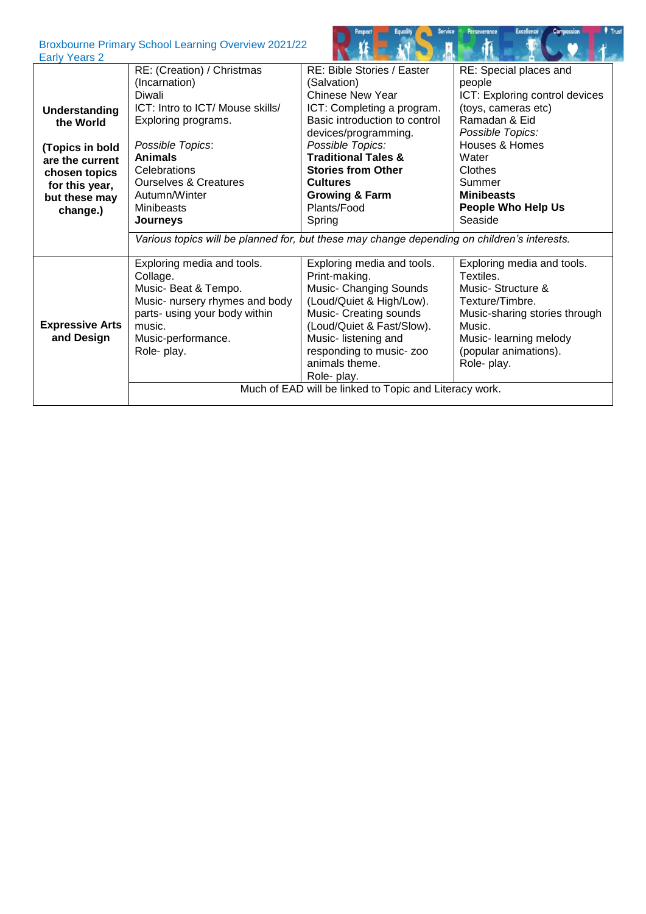Broxbourne Primary School Learning Overview 2021/22
Early Years 2

| | | | |
|---|---|---|---|
| **Understanding the World**<br><br>**(Topics in bold are the current chosen topics for this year, but these may change.)** | RE: (Creation) / Christmas (Incarnation)<br>Diwali<br>ICT: Intro to ICT/ Mouse skills/ Exploring programs.<br><br>*Possible Topics*:<br>**Animals**<br>Celebrations<br>Ourselves & Creatures<br>Autumn/Winter<br>Minibeasts<br>**Journeys** | RE: Bible Stories / Easter (Salvation)<br>Chinese New Year<br>ICT: Completing a program. Basic introduction to control devices/programming.<br>*Possible Topics:*<br>**Traditional Tales & Stories from Other Cultures**<br>**Growing & Farm**<br>Plants/Food<br>Spring | RE: Special places and people<br>ICT: Exploring control devices (toys, cameras etc)<br>Ramadan & Eid<br>*Possible Topics:*<br>Houses & Homes<br>Water<br>Clothes<br>Summer<br>**Minibeasts**<br>**People Who Help Us**<br>Seaside |
| | *Various topics will be planned for, but these may change depending on children's interests.* | | |
| **Expressive Arts and Design** | Exploring media and tools.<br>Collage.<br>Music- Beat & Tempo.<br>Music- nursery rhymes and body parts- using your body within music.<br>Music-performance.<br>Role- play. | Exploring media and tools.<br>Print-making.<br>Music- Changing Sounds (Loud/Quiet & High/Low).<br>Music- Creating sounds (Loud/Quiet & Fast/Slow).<br>Music- listening and responding to music- zoo animals theme.<br>Role- play. | Exploring media and tools.<br>Textiles.<br>Music- Structure & Texture/Timbre.<br>Music-sharing stories through Music.<br>Music- learning melody (popular animations).<br>Role- play. |
| | Much of EAD will be linked to Topic and Literacy work. | | |